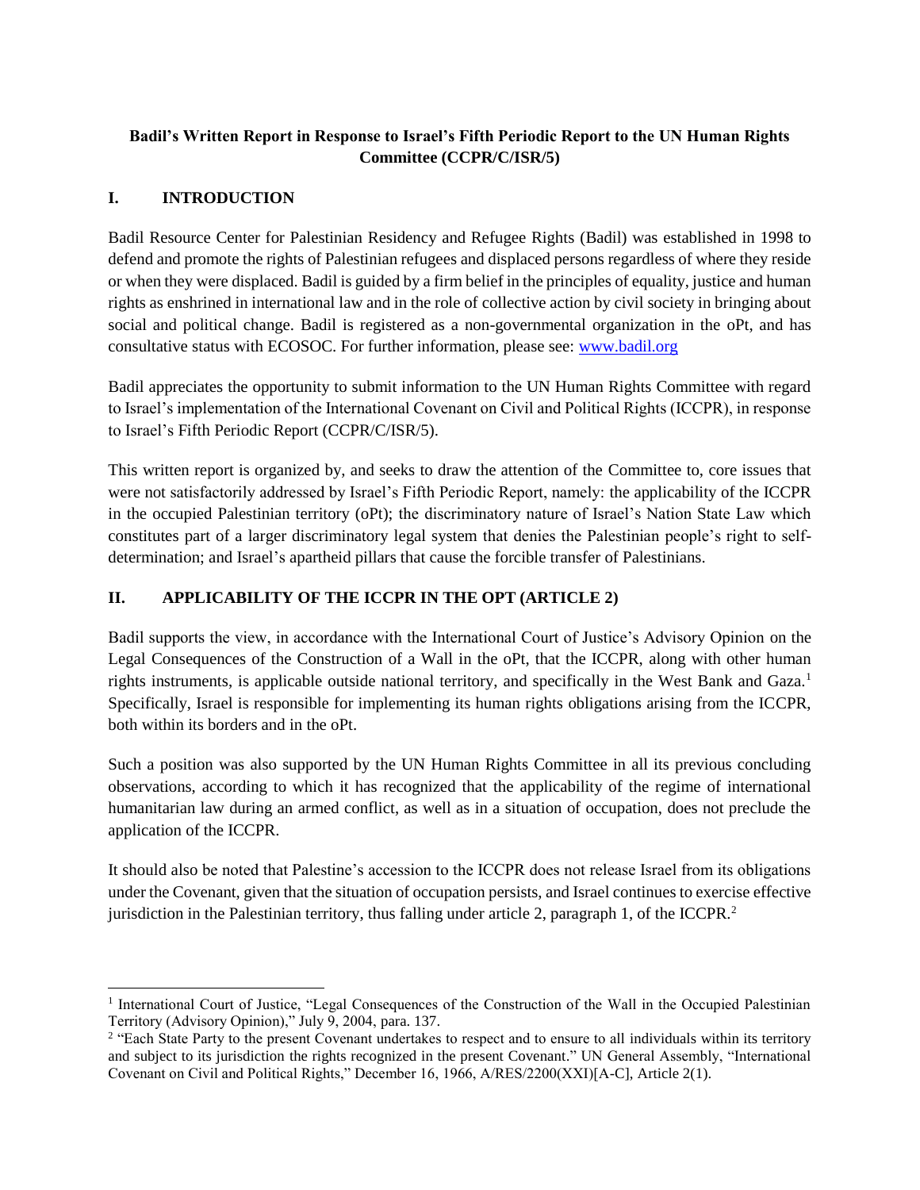**Badil's Written Report in Response to Israel's Fifth Periodic Report to the UN Human Rights Committee (CCPR/C/ISR/5)**

## I. INTRODUCTION

Badil Resource Center for Palestinian Residency and Refugee Rights (Badil) was established in 1998 to defend and promote the rights of Palestinian refugees and displaced persons regardless of where they reside or when they were displaced. Badil is guided by a firm belief in the principles of equality, justice and human rights as enshrined in international law and in the role of collective action by civil society in bringing about social and political change. Badil is registered as a non-governmental organization in the oPt, and has consultative status with ECOSOC. For further information, please see: [www.badil.org](http://www.badil.org)

Badil appreciates the opportunity to submit information to the UN Human Rights Committee with regard to Israel's implementation of the International Covenant on Civil and Political Rights (ICCPR), in response to Israel's Fifth Periodic Report (CCPR/C/ISR/5).

This written report is organized by, and seeks to draw the attention of the Committee to, core issues that were not satisfactorily addressed by Israel's Fifth Periodic Report, namely: the applicability of the ICCPR in the occupied Palestinian territory (oPt); the discriminatory nature of Israel's Nation State Law which constitutes part of a larger discriminatory legal system that denies the Palestinian people's right to self-determination; and Israel's apartheid pillars that cause the forcible transfer of Palestinians.

## II. APPLICABILITY OF THE ICCPR IN THE OPT (ARTICLE 2)

Badil supports the view, in accordance with the International Court of Justice's Advisory Opinion on the Legal Consequences of the Construction of a Wall in the oPt, that the ICCPR, along with other human rights instruments, is applicable outside national territory, and specifically in the West Bank and Gaza.[1] Specifically, Israel is responsible for implementing its human rights obligations arising from the ICCPR, both within its borders and in the oPt.

Such a position was also supported by the UN Human Rights Committee in all its previous concluding observations, according to which it has recognized that the applicability of the regime of international humanitarian law during an armed conflict, as well as in a situation of occupation, does not preclude the application of the ICCPR.

It should also be noted that Palestine's accession to the ICCPR does not release Israel from its obligations under the Covenant, given that the situation of occupation persists, and Israel continues to exercise effective jurisdiction in the Palestinian territory, thus falling under article 2, paragraph 1, of the ICCPR.[2]

---

[1] International Court of Justice, "Legal Consequences of the Construction of the Wall in the Occupied Palestinian Territory (Advisory Opinion)," July 9, 2004, para. 137.

[2] "Each State Party to the present Covenant undertakes to respect and to ensure to all individuals within its territory and subject to its jurisdiction the rights recognized in the present Covenant." UN General Assembly, "International Covenant on Civil and Political Rights," December 16, 1966, A/RES/2200(XXI)[A-C], Article 2(1).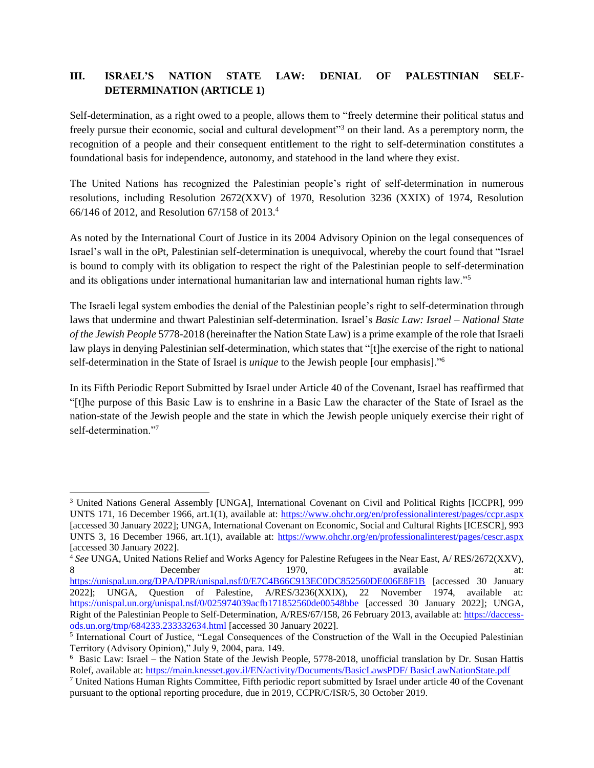## III. ISRAEL'S NATION STATE LAW: DENIAL OF PALESTINIAN SELF-DETERMINATION (ARTICLE 1)

Self-determination, as a right owed to a people, allows them to "freely determine their political status and freely pursue their economic, social and cultural development"[3] on their land. As a peremptory norm, the recognition of a people and their consequent entitlement to the right to self-determination constitutes a foundational basis for independence, autonomy, and statehood in the land where they exist.

The United Nations has recognized the Palestinian people's right of self-determination in numerous resolutions, including Resolution 2672(XXV) of 1970, Resolution 3236 (XXIX) of 1974, Resolution 66/146 of 2012, and Resolution 67/158 of 2013.[4]

As noted by the International Court of Justice in its 2004 Advisory Opinion on the legal consequences of Israel's wall in the oPt, Palestinian self-determination is unequivocal, whereby the court found that "Israel is bound to comply with its obligation to respect the right of the Palestinian people to self-determination and its obligations under international humanitarian law and international human rights law."[5]

The Israeli legal system embodies the denial of the Palestinian people's right to self-determination through laws that undermine and thwart Palestinian self-determination. Israel's *Basic Law: Israel – National State of the Jewish People* 5778-2018 (hereinafter the Nation State Law) is a prime example of the role that Israeli law plays in denying Palestinian self-determination, which states that "[t]he exercise of the right to national self-determination in the State of Israel is *unique* to the Jewish people [our emphasis]."[6]

In its Fifth Periodic Report Submitted by Israel under Article 40 of the Covenant, Israel has reaffirmed that "[t]he purpose of this Basic Law is to enshrine in a Basic Law the character of the State of Israel as the nation-state of the Jewish people and the state in which the Jewish people uniquely exercise their right of self-determination."[7]

---

[3] United Nations General Assembly [UNGA], International Covenant on Civil and Political Rights [ICCPR], 999 UNTS 171, 16 December 1966, art.1(1), available at: https://www.ohchr.org/en/professionalinterest/pages/ccpr.aspx [accessed 30 January 2022]; UNGA, International Covenant on Economic, Social and Cultural Rights [ICESCR], 993 UNTS 3, 16 December 1966, art.1(1), available at: https://www.ohchr.org/en/professionalinterest/pages/cescr.aspx [accessed 30 January 2022].

[4] *See* UNGA, United Nations Relief and Works Agency for Palestine Refugees in the Near East, A/ RES/2672(XXV), 8 December 1970, available at: https://unispal.un.org/DPA/DPR/unispal.nsf/0/E7C4B66C913EC0DC852560DE006E8F1B [accessed 30 January 2022]; UNGA, Question of Palestine, A/RES/3236(XXIX), 22 November 1974, available at: https://unispal.un.org/unispal.nsf/0/025974039acfb171852560de00548bbe [accessed 30 January 2022]; UNGA, Right of the Palestinian People to Self-Determination, A/RES/67/158, 26 February 2013, available at: https://daccess-ods.un.org/tmp/684233.233332634.html [accessed 30 January 2022].

[5] International Court of Justice, "Legal Consequences of the Construction of the Wall in the Occupied Palestinian Territory (Advisory Opinion)," July 9, 2004, para. 149.

[6] Basic Law: Israel – the Nation State of the Jewish People, 5778-2018, unofficial translation by Dr. Susan Hattis Rolef, available at: https://main.knesset.gov.il/EN/activity/Documents/BasicLawsPDF/ BasicLawNationState.pdf

[7] United Nations Human Rights Committee, Fifth periodic report submitted by Israel under article 40 of the Covenant pursuant to the optional reporting procedure, due in 2019, CCPR/C/ISR/5, 30 October 2019.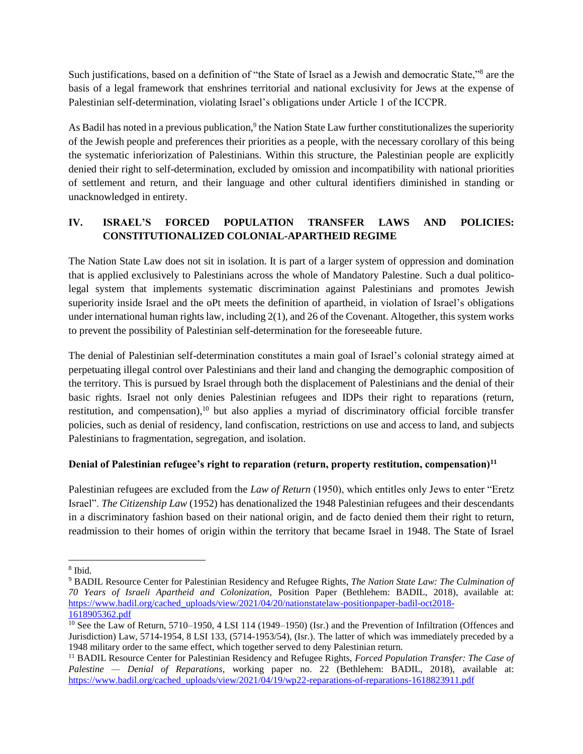Such justifications, based on a definition of "the State of Israel as a Jewish and democratic State,"[8] are the basis of a legal framework that enshrines territorial and national exclusivity for Jews at the expense of Palestinian self-determination, violating Israel's obligations under Article 1 of the ICCPR.

As Badil has noted in a previous publication,[9] the Nation State Law further constitutionalizes the superiority of the Jewish people and preferences their priorities as a people, with the necessary corollary of this being the systematic inferiorization of Palestinians. Within this structure, the Palestinian people are explicitly denied their right to self-determination, excluded by omission and incompatibility with national priorities of settlement and return, and their language and other cultural identifiers diminished in standing or unacknowledged in entirety.

## IV. ISRAEL'S FORCED POPULATION TRANSFER LAWS AND POLICIES: CONSTITUTIONALIZED COLONIAL-APARTHEID REGIME

The Nation State Law does not sit in isolation. It is part of a larger system of oppression and domination that is applied exclusively to Palestinians across the whole of Mandatory Palestine. Such a dual politico-legal system that implements systematic discrimination against Palestinians and promotes Jewish superiority inside Israel and the oPt meets the definition of apartheid, in violation of Israel's obligations under international human rights law, including 2(1), and 26 of the Covenant. Altogether, this system works to prevent the possibility of Palestinian self-determination for the foreseeable future.

The denial of Palestinian self-determination constitutes a main goal of Israel's colonial strategy aimed at perpetuating illegal control over Palestinians and their land and changing the demographic composition of the territory. This is pursued by Israel through both the displacement of Palestinians and the denial of their basic rights. Israel not only denies Palestinian refugees and IDPs their right to reparations (return, restitution, and compensation),[10] but also applies a myriad of discriminatory official forcible transfer policies, such as denial of residency, land confiscation, restrictions on use and access to land, and subjects Palestinians to fragmentation, segregation, and isolation.

**Denial of Palestinian refugee's right to reparation (return, property restitution, compensation)[11]**

Palestinian refugees are excluded from the *Law of Return* (1950), which entitles only Jews to enter "Eretz Israel". *The Citizenship Law* (1952) has denationalized the 1948 Palestinian refugees and their descendants in a discriminatory fashion based on their national origin, and de facto denied them their right to return, readmission to their homes of origin within the territory that became Israel in 1948. The State of Israel

---

[8] Ibid.

[9] BADIL Resource Center for Palestinian Residency and Refugee Rights, *The Nation State Law: The Culmination of 70 Years of Israeli Apartheid and Colonization,* Position Paper (Bethlehem: BADIL, 2018), available at: https://www.badil.org/cached_uploads/view/2021/04/20/nationstatelaw-positionpaper-badil-oct2018-1618905362.pdf

[10] See the Law of Return, 5710–1950, 4 LSI 114 (1949–1950) (Isr.) and the Prevention of Infiltration (Offences and Jurisdiction) Law, 5714-1954, 8 LSI 133, (5714-1953/54), (Isr.). The latter of which was immediately preceded by a 1948 military order to the same effect, which together served to deny Palestinian return.

[11] BADIL Resource Center for Palestinian Residency and Refugee Rights, *Forced Population Transfer: The Case of Palestine — Denial of Reparations*, working paper no. 22 (Bethlehem: BADIL, 2018), available at: https://www.badil.org/cached_uploads/view/2021/04/19/wp22-reparations-of-reparations-1618823911.pdf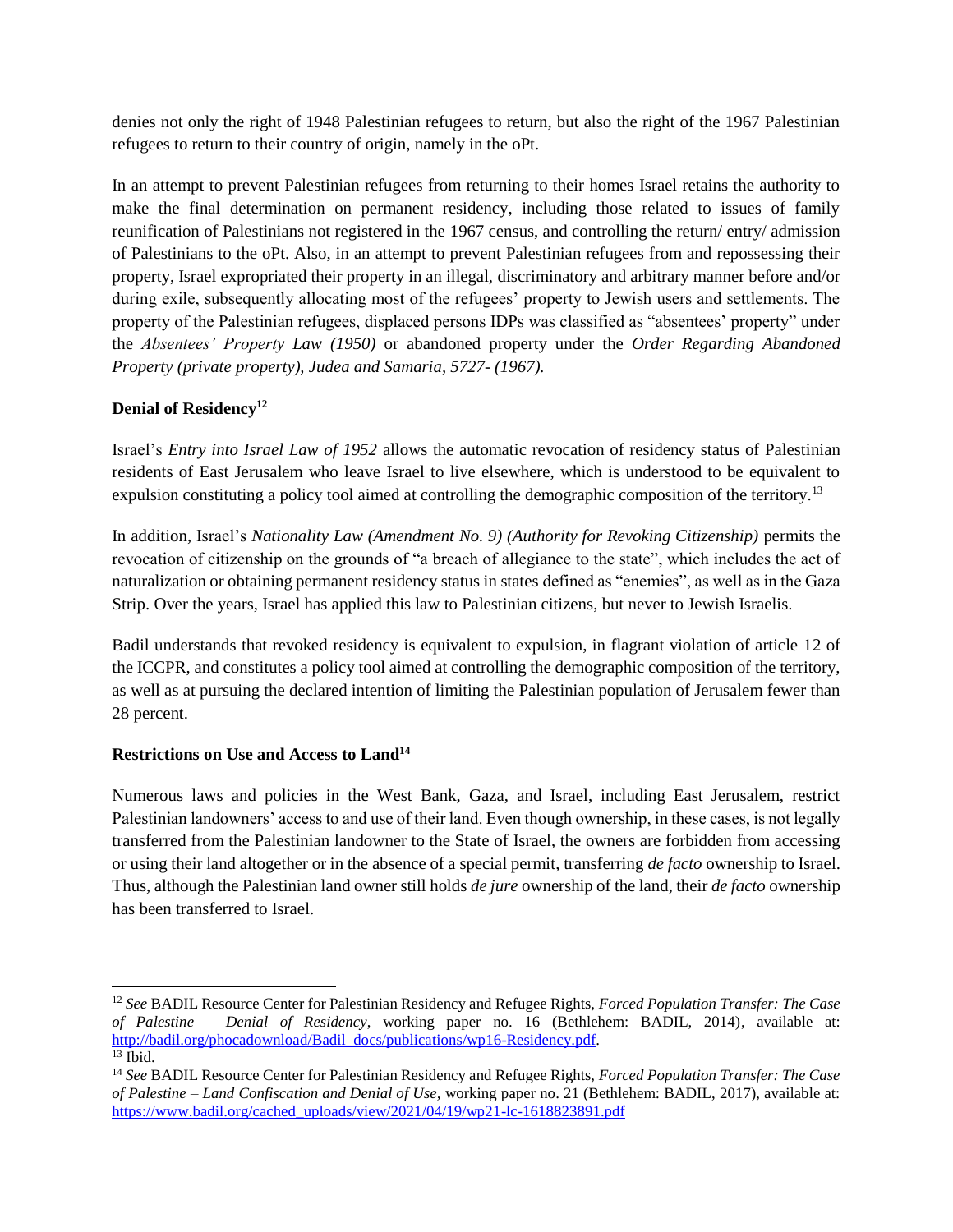denies not only the right of 1948 Palestinian refugees to return, but also the right of the 1967 Palestinian refugees to return to their country of origin, namely in the oPt.

In an attempt to prevent Palestinian refugees from returning to their homes Israel retains the authority to make the final determination on permanent residency, including those related to issues of family reunification of Palestinians not registered in the 1967 census, and controlling the return/ entry/ admission of Palestinians to the oPt. Also, in an attempt to prevent Palestinian refugees from and repossessing their property, Israel expropriated their property in an illegal, discriminatory and arbitrary manner before and/or during exile, subsequently allocating most of the refugees' property to Jewish users and settlements. The property of the Palestinian refugees, displaced persons IDPs was classified as "absentees' property" under the *Absentees' Property Law (1950)* or abandoned property under the *Order Regarding Abandoned Property (private property), Judea and Samaria, 5727- (1967).*

**Denial of Residency**[12]

Israel's *Entry into Israel Law of 1952* allows the automatic revocation of residency status of Palestinian residents of East Jerusalem who leave Israel to live elsewhere, which is understood to be equivalent to expulsion constituting a policy tool aimed at controlling the demographic composition of the territory.[13]

In addition, Israel's *Nationality Law (Amendment No. 9) (Authority for Revoking Citizenship)* permits the revocation of citizenship on the grounds of "a breach of allegiance to the state", which includes the act of naturalization or obtaining permanent residency status in states defined as "enemies", as well as in the Gaza Strip. Over the years, Israel has applied this law to Palestinian citizens, but never to Jewish Israelis.

Badil understands that revoked residency is equivalent to expulsion, in flagrant violation of article 12 of the ICCPR, and constitutes a policy tool aimed at controlling the demographic composition of the territory, as well as at pursuing the declared intention of limiting the Palestinian population of Jerusalem fewer than 28 percent.

**Restrictions on Use and Access to Land**[14]

Numerous laws and policies in the West Bank, Gaza, and Israel, including East Jerusalem, restrict Palestinian landowners' access to and use of their land. Even though ownership, in these cases, is not legally transferred from the Palestinian landowner to the State of Israel, the owners are forbidden from accessing or using their land altogether or in the absence of a special permit, transferring *de facto* ownership to Israel. Thus, although the Palestinian land owner still holds *de jure* ownership of the land, their *de facto* ownership has been transferred to Israel.

---

[12] *See* BADIL Resource Center for Palestinian Residency and Refugee Rights, *Forced Population Transfer: The Case of Palestine – Denial of Residency*, working paper no. 16 (Bethlehem: BADIL, 2014), available at: http://badil.org/phocadownload/Badil_docs/publications/wp16-Residency.pdf.

[13] Ibid.

[14] *See* BADIL Resource Center for Palestinian Residency and Refugee Rights, *Forced Population Transfer: The Case of Palestine – Land Confiscation and Denial of Use,* working paper no. 21 (Bethlehem: BADIL, 2017), available at: https://www.badil.org/cached_uploads/view/2021/04/19/wp21-lc-1618823891.pdf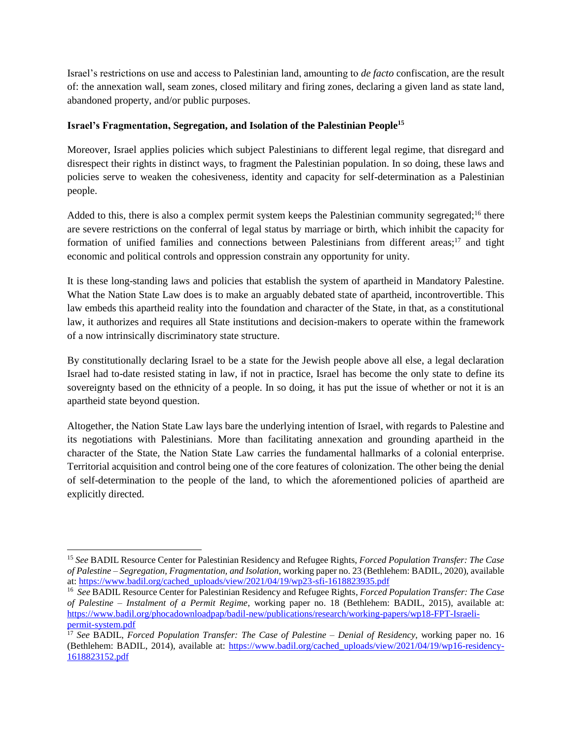Israel's restrictions on use and access to Palestinian land, amounting to *de facto* confiscation, are the result of: the annexation wall, seam zones, closed military and firing zones, declaring a given land as state land, abandoned property, and/or public purposes.

**Israel's Fragmentation, Segregation, and Isolation of the Palestinian People**[15]

Moreover, Israel applies policies which subject Palestinians to different legal regime, that disregard and disrespect their rights in distinct ways, to fragment the Palestinian population. In so doing, these laws and policies serve to weaken the cohesiveness, identity and capacity for self-determination as a Palestinian people.

Added to this, there is also a complex permit system keeps the Palestinian community segregated;[16] there are severe restrictions on the conferral of legal status by marriage or birth, which inhibit the capacity for formation of unified families and connections between Palestinians from different areas;[17] and tight economic and political controls and oppression constrain any opportunity for unity.

It is these long-standing laws and policies that establish the system of apartheid in Mandatory Palestine. What the Nation State Law does is to make an arguably debated state of apartheid, incontrovertible. This law embeds this apartheid reality into the foundation and character of the State, in that, as a constitutional law, it authorizes and requires all State institutions and decision-makers to operate within the framework of a now intrinsically discriminatory state structure.

By constitutionally declaring Israel to be a state for the Jewish people above all else, a legal declaration Israel had to-date resisted stating in law, if not in practice, Israel has become the only state to define its sovereignty based on the ethnicity of a people. In so doing, it has put the issue of whether or not it is an apartheid state beyond question.

Altogether, the Nation State Law lays bare the underlying intention of Israel, with regards to Palestine and its negotiations with Palestinians. More than facilitating annexation and grounding apartheid in the character of the State, the Nation State Law carries the fundamental hallmarks of a colonial enterprise. Territorial acquisition and control being one of the core features of colonization. The other being the denial of self-determination to the people of the land, to which the aforementioned policies of apartheid are explicitly directed.

---

[15] *See* BADIL Resource Center for Palestinian Residency and Refugee Rights, *Forced Population Transfer: The Case of Palestine – Segregation, Fragmentation, and Isolation*, working paper no. 23 (Bethlehem: BADIL, 2020), available at: https://www.badil.org/cached_uploads/view/2021/04/19/wp23-sfi-1618823935.pdf

[16] *See* BADIL Resource Center for Palestinian Residency and Refugee Rights, *Forced Population Transfer: The Case of Palestine – Instalment of a Permit Regime*, working paper no. 18 (Bethlehem: BADIL, 2015), available at: https://www.badil.org/phocadownloadpap/badil-new/publications/research/working-papers/wp18-FPT-Israeli-permit-system.pdf

[17] *See* BADIL, *Forced Population Transfer: The Case of Palestine – Denial of Residency*, working paper no. 16 (Bethlehem: BADIL, 2014), available at: https://www.badil.org/cached_uploads/view/2021/04/19/wp16-residency-1618823152.pdf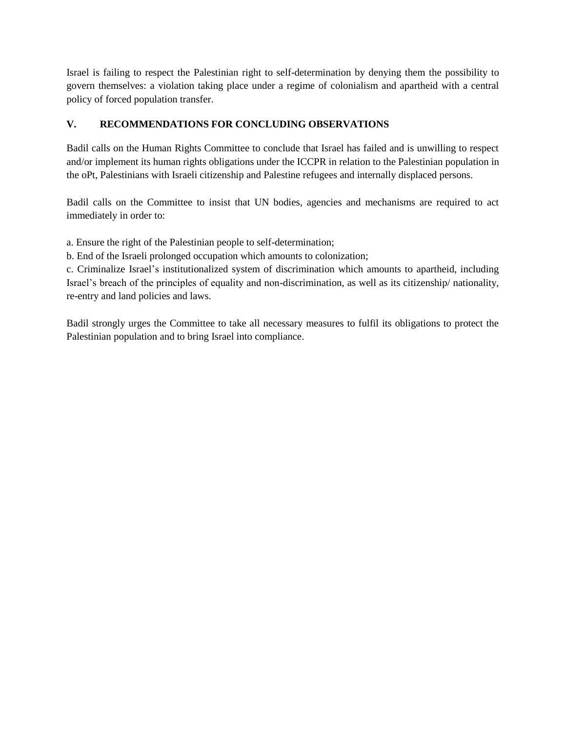Israel is failing to respect the Palestinian right to self-determination by denying them the possibility to govern themselves: a violation taking place under a regime of colonialism and apartheid with a central policy of forced population transfer.

## V. RECOMMENDATIONS FOR CONCLUDING OBSERVATIONS

Badil calls on the Human Rights Committee to conclude that Israel has failed and is unwilling to respect and/or implement its human rights obligations under the ICCPR in relation to the Palestinian population in the oPt, Palestinians with Israeli citizenship and Palestine refugees and internally displaced persons.

Badil calls on the Committee to insist that UN bodies, agencies and mechanisms are required to act immediately in order to:

a. Ensure the right of the Palestinian people to self-determination;
b. End of the Israeli prolonged occupation which amounts to colonization;
c. Criminalize Israel's institutionalized system of discrimination which amounts to apartheid, including Israel's breach of the principles of equality and non-discrimination, as well as its citizenship/ nationality, re-entry and land policies and laws.

Badil strongly urges the Committee to take all necessary measures to fulfil its obligations to protect the Palestinian population and to bring Israel into compliance.